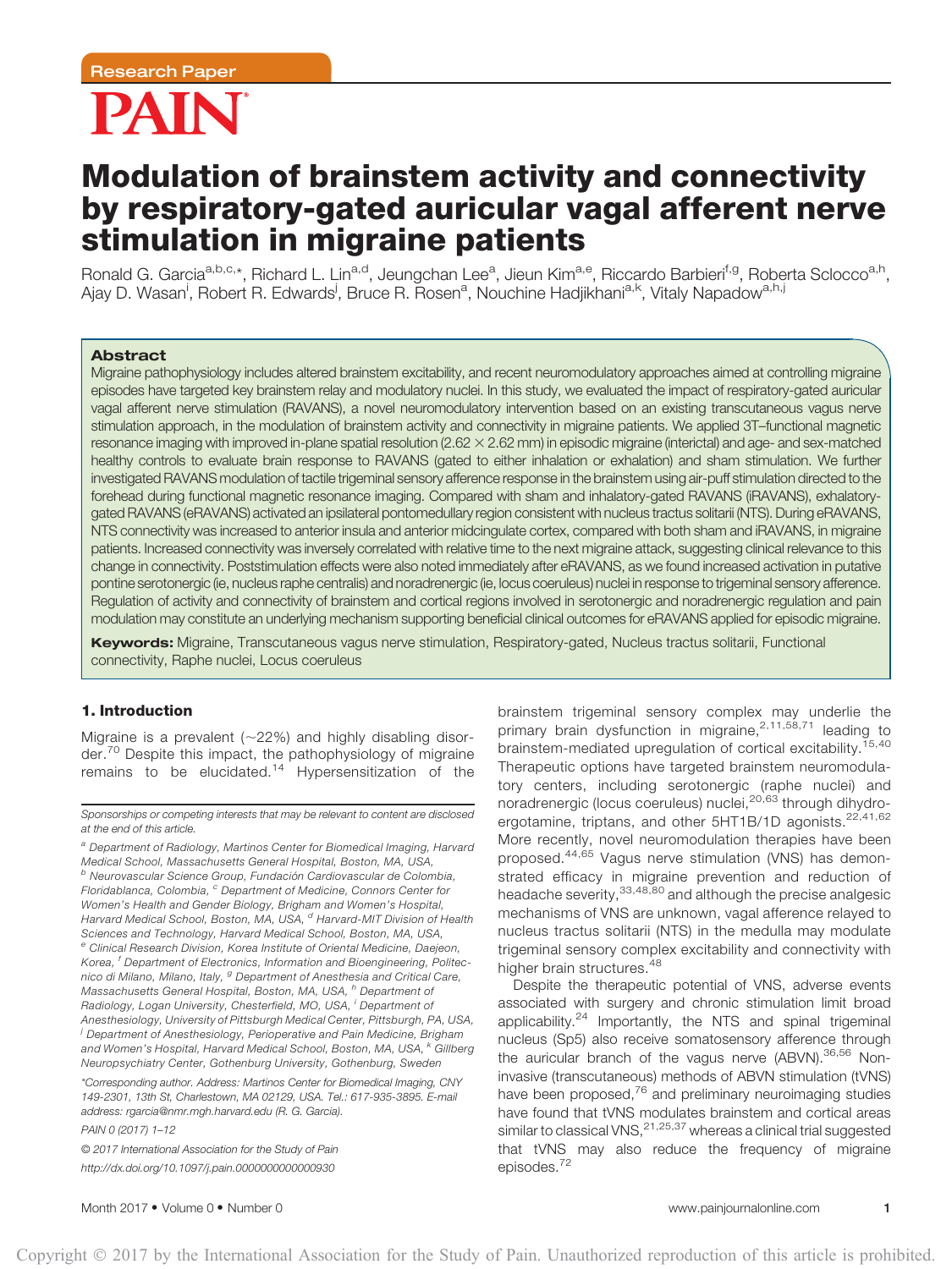Research Paper

# Modulation of brainstem activity and connectivity by respiratory-gated auricular vagal afferent nerve stimulation in migraine patients

Ronald G. Garcia[a,b,c,*], Richard L. Lin[a,d], Jeungchan Lee[a], Jieun Kim[a,e], Riccardo Barbieri[f,g], Roberta Sclocco[a,h], Ajay D. Wasan[i], Robert R. Edwards[j], Bruce R. Rosen[a], Nouchine Hadjikhani[a,k], Vitaly Napadow[a,h,j]

## Abstract

Migraine pathophysiology includes altered brainstem excitability, and recent neuromodulatory approaches aimed at controlling migraine episodes have targeted key brainstem relay and modulatory nuclei. In this study, we evaluated the impact of respiratory-gated auricular vagal afferent nerve stimulation (RAVANS), a novel neuromodulatory intervention based on an existing transcutaneous vagus nerve stimulation approach, in the modulation of brainstem activity and connectivity in migraine patients. We applied 3T–functional magnetic resonance imaging with improved in-plane spatial resolution (2.62 × 2.62 mm) in episodic migraine (interictal) and age- and sex-matched healthy controls to evaluate brain response to RAVANS (gated to either inhalation or exhalation) and sham stimulation. We further investigated RAVANS modulation of tactile trigeminal sensory afference response in the brainstem using air-puff stimulation directed to the forehead during functional magnetic resonance imaging. Compared with sham and inhalatory-gated RAVANS (iRAVANS), exhalatory-gated RAVANS (eRAVANS) activated an ipsilateral pontomedullary region consistent with nucleus tractus solitarii (NTS). During eRAVANS, NTS connectivity was increased to anterior insula and anterior midcingulate cortex, compared with both sham and iRAVANS, in migraine patients. Increased connectivity was inversely correlated with relative time to the next migraine attack, suggesting clinical relevance to this change in connectivity. Poststimulation effects were also noted immediately after eRAVANS, as we found increased activation in putative pontine serotonergic (ie, nucleus raphe centralis) and noradrenergic (ie, locus coeruleus) nuclei in response to trigeminal sensory afference. Regulation of activity and connectivity of brainstem and cortical regions involved in serotonergic and noradrenergic regulation and pain modulation may constitute an underlying mechanism supporting beneficial clinical outcomes for eRAVANS applied for episodic migraine.

**Keywords:** Migraine, Transcutaneous vagus nerve stimulation, Respiratory-gated, Nucleus tractus solitarii, Functional connectivity, Raphe nuclei, Locus coeruleus

## 1. Introduction

Migraine is a prevalent (~22%) and highly disabling disorder.[70] Despite this impact, the pathophysiology of migraine remains to be elucidated.[14] Hypersensitization of the brainstem trigeminal sensory complex may underlie the primary brain dysfunction in migraine,[2,11,58,71] leading to brainstem-mediated upregulation of cortical excitability.[15,40] Therapeutic options have targeted brainstem neuromodulatory centers, including serotonergic (raphe nuclei) and noradrenergic (locus coeruleus) nuclei,[20,63] through dihydroergotamine, triptans, and other 5HT1B/1D agonists.[22,41,62] More recently, novel neuromodulation therapies have been proposed.[44,65] Vagus nerve stimulation (VNS) has demonstrated efficacy in migraine prevention and reduction of headache severity,[33,48,80] and although the precise analgesic mechanisms of VNS are unknown, vagal afference relayed to nucleus tractus solitarii (NTS) in the medulla may modulate trigeminal sensory complex excitability and connectivity with higher brain structures.[48]

Despite the therapeutic potential of VNS, adverse events associated with surgery and chronic stimulation limit broad applicability.[24] Importantly, the NTS and spinal trigeminal nucleus (Sp5) also receive somatosensory afference through the auricular branch of the vagus nerve (ABVN).[36,56] Noninvasive (transcutaneous) methods of ABVN stimulation (tVNS) have been proposed,[76] and preliminary neuroimaging studies have found that tVNS modulates brainstem and cortical areas similar to classical VNS,[21,25,37] whereas a clinical trial suggested that tVNS may also reduce the frequency of migraine episodes.[72]

Sponsorships or competing interests that may be relevant to content are disclosed at the end of this article.

[a] Department of Radiology, Martinos Center for Biomedical Imaging, Harvard Medical School, Massachusetts General Hospital, Boston, MA, USA, [b] Neurovascular Science Group, Fundación Cardiovascular de Colombia, Floridablanca, Colombia, [c] Department of Medicine, Connors Center for Women's Health and Gender Biology, Brigham and Women's Hospital, Harvard Medical School, Boston, MA, USA, [d] Harvard-MIT Division of Health Sciences and Technology, Harvard Medical School, Boston, MA, USA, [e] Clinical Research Division, Korea Institute of Oriental Medicine, Daejeon, Korea, [f] Department of Electronics, Information and Bioengineering, Politecnico di Milano, Milano, Italy, [g] Department of Anesthesia and Critical Care, Massachusetts General Hospital, Boston, MA, USA, [h] Department of Radiology, Logan University, Chesterfield, MO, USA, [i] Department of Anesthesiology, University of Pittsburgh Medical Center, Pittsburgh, PA, USA, [j] Department of Anesthesiology, Perioperative and Pain Medicine, Brigham and Women's Hospital, Harvard Medical School, Boston, MA, USA, [k] Gillberg Neuropsychiatry Center, Gothenburg University, Gothenburg, Sweden

*Corresponding author. Address: Martinos Center for Biomedical Imaging, CNY 149-2301, 13th St, Charlestown, MA 02129, USA. Tel.: 617-935-3895. E-mail address: rgarcia@nmr.mgh.harvard.edu (R. G. Garcia).

PAIN 0 (2017) 1–12

© 2017 International Association for the Study of Pain

http://dx.doi.org/10.1097/j.pain.0000000000000930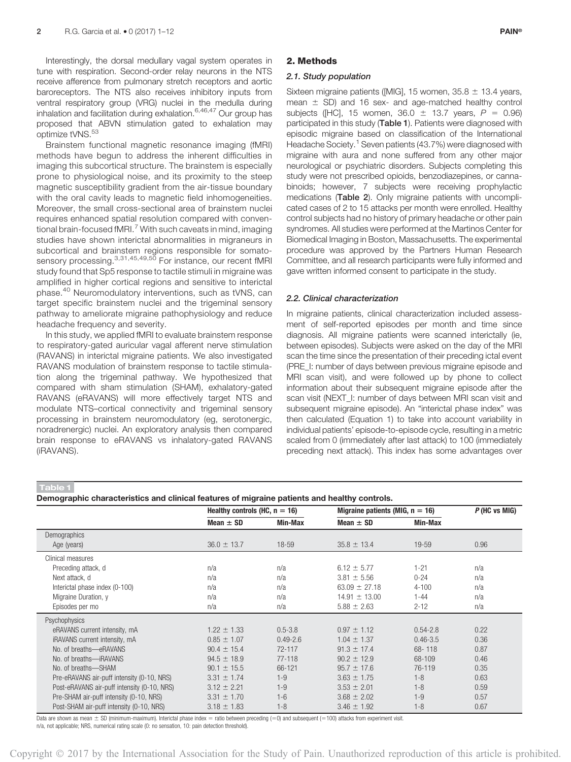Interestingly, the dorsal medullary vagal system operates in tune with respiration. Second-order relay neurons in the NTS receive afference from pulmonary stretch receptors and aortic baroreceptors. The NTS also receives inhibitory inputs from ventral respiratory group (VRG) nuclei in the medulla during inhalation and facilitation during exhalation.[6,46,47] Our group has proposed that ABVN stimulation gated to exhalation may optimize tVNS.[53]

Brainstem functional magnetic resonance imaging (fMRI) methods have begun to address the inherent difficulties in imaging this subcortical structure. The brainstem is especially prone to physiological noise, and its proximity to the steep magnetic susceptibility gradient from the air-tissue boundary with the oral cavity leads to magnetic field inhomogeneities. Moreover, the small cross-sectional area of brainstem nuclei requires enhanced spatial resolution compared with conventional brain-focused fMRI.[7] With such caveats in mind, imaging studies have shown interictal abnormalities in migraineurs in subcortical and brainstem regions responsible for somatosensory processing.[3,31,45,49,50] For instance, our recent fMRI study found that Sp5 response to tactile stimuli in migraine was amplified in higher cortical regions and sensitive to interictal phase.[40] Neuromodulatory interventions, such as tVNS, can target specific brainstem nuclei and the trigeminal sensory pathway to ameliorate migraine pathophysiology and reduce headache frequency and severity.

In this study, we applied fMRI to evaluate brainstem response to respiratory-gated auricular vagal afferent nerve stimulation (RAVANS) in interictal migraine patients. We also investigated RAVANS modulation of brainstem response to tactile stimulation along the trigeminal pathway. We hypothesized that compared with sham stimulation (SHAM), exhalatory-gated RAVANS (eRAVANS) will more effectively target NTS and modulate NTS–cortical connectivity and trigeminal sensory processing in brainstem neuromodulatory (eg, serotonergic, noradrenergic) nuclei. An exploratory analysis then compared brain response to eRAVANS vs inhalatory-gated RAVANS (iRAVANS).

## 2. Methods

### 2.1. Study population

Sixteen migraine patients ([MIG], 15 women, 35.8 ± 13.4 years, mean ± SD) and 16 sex- and age-matched healthy control subjects ([HC], 15 women, 36.0 ± 13.7 years, $P = 0.96$) participated in this study (**Table 1**). Patients were diagnosed with episodic migraine based on classification of the International Headache Society.[1] Seven patients (43.7%) were diagnosed with migraine with aura and none suffered from any other major neurological or psychiatric disorders. Subjects completing this study were not prescribed opioids, benzodiazepines, or cannabinoids; however, 7 subjects were receiving prophylactic medications (**Table 2**). Only migraine patients with uncomplicated cases of 2 to 15 attacks per month were enrolled. Healthy control subjects had no history of primary headache or other pain syndromes. All studies were performed at the Martinos Center for Biomedical Imaging in Boston, Massachusetts. The experimental procedure was approved by the Partners Human Research Committee, and all research participants were fully informed and gave written informed consent to participate in the study.

### 2.2. Clinical characterization

In migraine patients, clinical characterization included assessment of self-reported episodes per month and time since diagnosis. All migraine patients were scanned interictally (ie, between episodes). Subjects were asked on the day of the MRI scan the time since the presentation of their preceding ictal event (PRE_I: number of days between previous migraine episode and MRI scan visit), and were followed up by phone to collect information about their subsequent migraine episode after the scan visit (NEXT_I: number of days between MRI scan visit and subsequent migraine episode). An "interictal phase index" was then calculated (Equation 1) to take into account variability in individual patients' episode-to-episode cycle, resulting in a metric scaled from 0 (immediately after last attack) to 100 (immediately preceding next attack). This index has some advantages over

**Table 1**

**Demographic characteristics and clinical features of migraine patients and healthy controls.**

| | Healthy controls (HC, n = 16) | | Migraine patients (MIG, n = 16) | | P (HC vs MIG) |
|---|---|---|---|---|---|
| | Mean ± SD | Min-Max | Mean ± SD | Min-Max | |
| Demographics | | | | | |
| Age (years) | 36.0 ± 13.7 | 18-59 | 35.8 ± 13.4 | 19-59 | 0.96 |
| Clinical measures | | | | | |
| Preceding attack, d | n/a | n/a | 6.12 ± 5.77 | 1-21 | n/a |
| Next attack, d | n/a | n/a | 3.81 ± 5.56 | 0-24 | n/a |
| Interictal phase index (0-100) | n/a | n/a | 63.09 ± 27.18 | 4-100 | n/a |
| Migraine Duration, y | n/a | n/a | 14.91 ± 13.00 | 1-44 | n/a |
| Episodes per mo | n/a | n/a | 5.88 ± 2.63 | 2-12 | n/a |
| Psychophysics | | | | | |
| eRAVANS current intensity, mA | 1.22 ± 1.33 | 0.5-3.8 | 0.97 ± 1.12 | 0.54-2.8 | 0.22 |
| iRAVANS current intensity, mA | 0.85 ± 1.07 | 0.49-2.6 | 1.04 ± 1.37 | 0.46-3.5 | 0.36 |
| No. of breaths—eRAVANS | 90.4 ± 15.4 | 72-117 | 91.3 ± 17.4 | 68- 118 | 0.87 |
| No. of breaths—iRAVANS | 94.5 ± 18.9 | 77-118 | 90.2 ± 12.9 | 68-109 | 0.46 |
| No. of breaths—SHAM | 90.1 ± 15.5 | 66-121 | 95.7 ± 17.6 | 76-119 | 0.35 |
| Pre-eRAVANS air-puff intensity (0-10, NRS) | 3.31 ± 1.74 | 1-9 | 3.63 ± 1.75 | 1-8 | 0.63 |
| Post-eRAVANS air-puff intensity (0-10, NRS) | 3.12 ± 2.21 | 1-9 | 3.53 ± 2.01 | 1-8 | 0.59 |
| Pre-SHAM air-puff intensity (0-10, NRS) | 3.31 ± 1.70 | 1-6 | 3.68 ± 2.02 | 1-9 | 0.57 |
| Post-SHAM air-puff intensity (0-10, NRS) | 3.18 ± 1.83 | 1-8 | 3.46 ± 1.92 | 1-8 | 0.67 |

Data are shown as mean ± SD (minimum-maximum). Interictal phase index = ratio between preceding (=0) and subsequent (=100) attacks from experiment visit.
n/a, not applicable; NRS, numerical rating scale (0: no sensation, 10: pain detection threshold).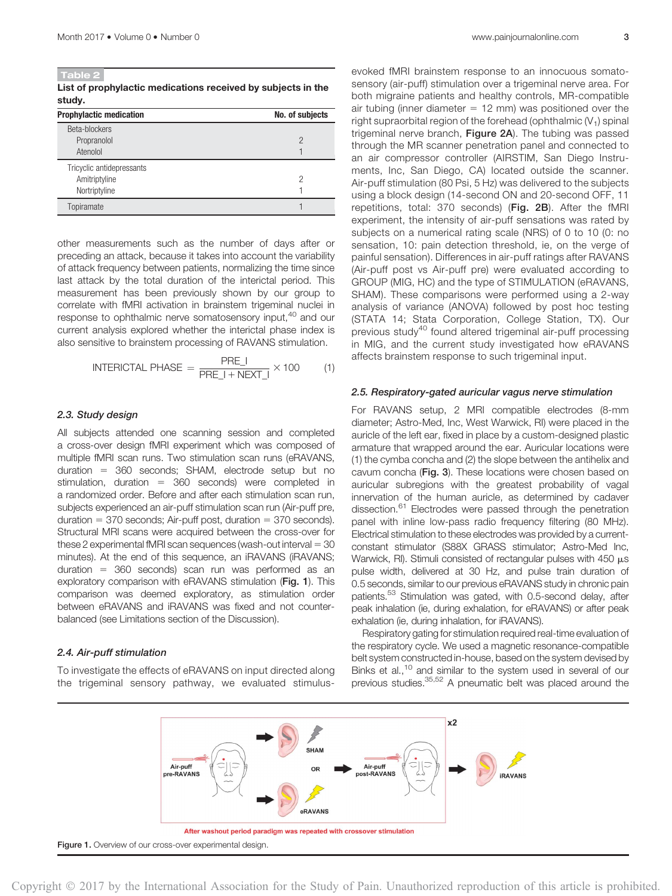**Table 2**

**List of prophylactic medications received by subjects in the study.**

| Prophylactic medication | No. of subjects |
| --- | --- |
| Beta-blockers | |
| Propranolol | 2 |
| Atenolol | 1 |
| Tricyclic antidepressants | |
| Amitriptyline | 2 |
| Nortriptyline | 1 |
| Topiramate | 1 |

other measurements such as the number of days after or preceding an attack, because it takes into account the variability of attack frequency between patients, normalizing the time since last attack by the total duration of the interictal period. This measurement has been previously shown by our group to correlate with fMRI activation in brainstem trigeminal nuclei in response to ophthalmic nerve somatosensory input,[40] and our current analysis explored whether the interictal phase index is also sensitive to brainstem processing of RAVANS stimulation.

$$\text{INTERICTAL PHASE} = \frac{\text{PRE\_I}}{\text{PRE\_I} + \text{NEXT\_I}} \times 100 \qquad (1)$$

### 2.3. Study design

All subjects attended one scanning session and completed a cross-over design fMRI experiment which was composed of multiple fMRI scan runs. Two stimulation scan runs (eRAVANS, duration = 360 seconds; SHAM, electrode setup but no stimulation, duration = 360 seconds) were completed in a randomized order. Before and after each stimulation scan run, subjects experienced an air-puff stimulation scan run (Air-puff pre, duration = 370 seconds; Air-puff post, duration = 370 seconds). Structural MRI scans were acquired between the cross-over for these 2 experimental fMRI scan sequences (wash-out interval = 30 minutes). At the end of this sequence, an iRAVANS (iRAVANS; duration = 360 seconds) scan run was performed as an exploratory comparison with eRAVANS stimulation (**Fig. 1**). This comparison was deemed exploratory, as stimulation order between eRAVANS and iRAVANS was fixed and not counter-balanced (see Limitations section of the Discussion).

### 2.4. Air-puff stimulation

To investigate the effects of eRAVANS on input directed along the trigeminal sensory pathway, we evaluated stimulus-evoked fMRI brainstem response to an innocuous somatosensory (air-puff) stimulation over a trigeminal nerve area. For both migraine patients and healthy controls, MR-compatible air tubing (inner diameter = 12 mm) was positioned over the right supraorbital region of the forehead (ophthalmic ($V_1$) spinal trigeminal nerve branch, **Figure 2A**). The tubing was passed through the MR scanner penetration panel and connected to an air compressor controller (AIRSTIM, San Diego Instruments, Inc, San Diego, CA) located outside the scanner. Air-puff stimulation (80 Psi, 5 Hz) was delivered to the subjects using a block design (14-second ON and 20-second OFF, 11 repetitions, total: 370 seconds) (**Fig. 2B**). After the fMRI experiment, the intensity of air-puff sensations was rated by subjects on a numerical rating scale (NRS) of 0 to 10 (0: no sensation, 10: pain detection threshold, ie, on the verge of painful sensation). Differences in air-puff ratings after RAVANS (Air-puff post vs Air-puff pre) were evaluated according to GROUP (MIG, HC) and the type of STIMULATION (eRAVANS, SHAM). These comparisons were performed using a 2-way analysis of variance (ANOVA) followed by post hoc testing (STATA 14; Stata Corporation, College Station, TX). Our previous study[40] found altered trigeminal air-puff processing in MIG, and the current study investigated how eRAVANS affects brainstem response to such trigeminal input.

### 2.5. Respiratory-gated auricular vagus nerve stimulation

For RAVANS setup, 2 MRI compatible electrodes (8-mm diameter; Astro-Med, Inc, West Warwick, RI) were placed in the auricle of the left ear, fixed in place by a custom-designed plastic armature that wrapped around the ear. Auricular locations were (1) the cymba concha and (2) the slope between the antihelix and cavum concha (**Fig. 3**). These locations were chosen based on auricular subregions with the greatest probability of vagal innervation of the human auricle, as determined by cadaver dissection.[61] Electrodes were passed through the penetration panel with inline low-pass radio frequency filtering (80 MHz). Electrical stimulation to these electrodes was provided by a current-constant stimulator (S88X GRASS stimulator; Astro-Med Inc, Warwick, RI). Stimuli consisted of rectangular pulses with 450 µs pulse width, delivered at 30 Hz, and pulse train duration of 0.5 seconds, similar to our previous eRAVANS study in chronic pain patients.[53] Stimulation was gated, with 0.5-second delay, after peak inhalation (ie, during exhalation, for eRAVANS) or after peak exhalation (ie, during inhalation, for iRAVANS).

Respiratory gating for stimulation required real-time evaluation of the respiratory cycle. We used a magnetic resonance-compatible belt system constructed in-house, based on the system devised by Binks et al.,[10] and similar to the system used in several of our previous studies.[35,52] A pneumatic belt was placed around the

Figure 1. Overview of our cross-over experimental design.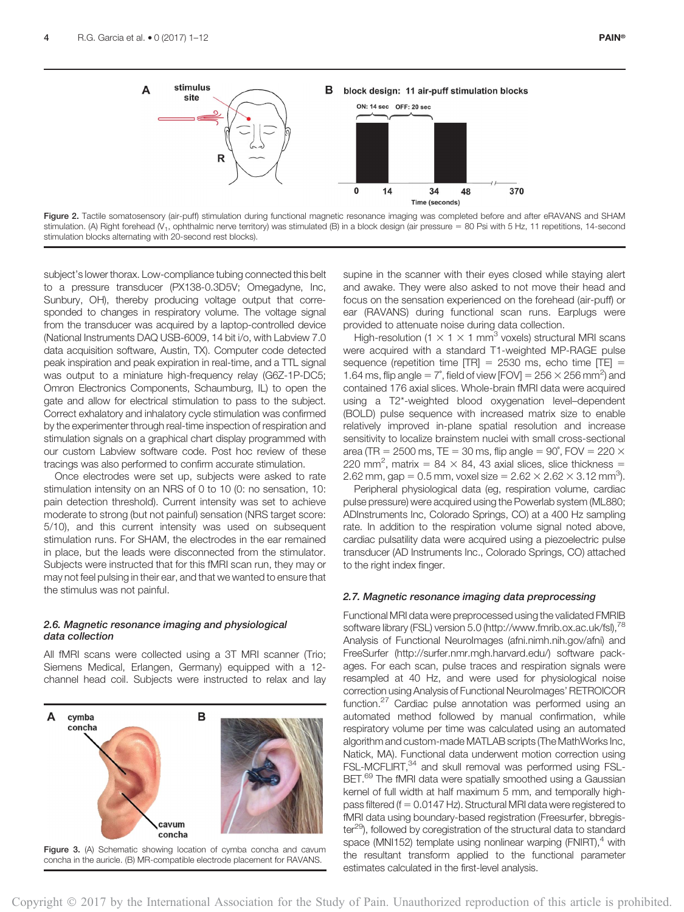Figure 2. Tactile somatosensory (air-puff) stimulation during functional magnetic resonance imaging was completed before and after eRAVANS and SHAM stimulation. (A) Right forehead ($V_1$, ophthalmic nerve territory) was stimulated (B) in a block design (air pressure = 80 Psi with 5 Hz, 11 repetitions, 14-second stimulation blocks alternating with 20-second rest blocks).

subject's lower thorax. Low-compliance tubing connected this belt to a pressure transducer (PX138-0.3D5V; Omegadyne, Inc, Sunbury, OH), thereby producing voltage output that corresponded to changes in respiratory volume. The voltage signal from the transducer was acquired by a laptop-controlled device (National Instruments DAQ USB-6009, 14 bit i/o, with Labview 7.0 data acquisition software, Austin, TX). Computer code detected peak inspiration and peak expiration in real-time, and a TTL signal was output to a miniature high-frequency relay (G6Z-1P-DC5; Omron Electronics Components, Schaumburg, IL) to open the gate and allow for electrical stimulation to pass to the subject. Correct exhalatory and inhalatory cycle stimulation was confirmed by the experimenter through real-time inspection of respiration and stimulation signals on a graphical chart display programmed with our custom Labview software code. Post hoc review of these tracings was also performed to confirm accurate stimulation.

Once electrodes were set up, subjects were asked to rate stimulation intensity on an NRS of 0 to 10 (0: no sensation, 10: pain detection threshold). Current intensity was set to achieve moderate to strong (but not painful) sensation (NRS target score: 5/10), and this current intensity was used on subsequent stimulation runs. For SHAM, the electrodes in the ear remained in place, but the leads were disconnected from the stimulator. Subjects were instructed that for this fMRI scan run, they may or may not feel pulsing in their ear, and that we wanted to ensure that the stimulus was not painful.

### 2.6. Magnetic resonance imaging and physiological data collection

All fMRI scans were collected using a 3T MRI scanner (Trio; Siemens Medical, Erlangen, Germany) equipped with a 12-channel head coil. Subjects were instructed to relax and lay supine in the scanner with their eyes closed while staying alert and awake. They were also asked to not move their head and focus on the sensation experienced on the forehead (air-puff) or ear (RAVANS) during functional scan runs. Earplugs were provided to attenuate noise during data collection.

High-resolution ($1 \times 1 \times 1$ mm$^3$ voxels) structural MRI scans were acquired with a standard T1-weighted MP-RAGE pulse sequence (repetition time [TR] = 2530 ms, echo time [TE] = 1.64 ms, flip angle = 7°, field of view [FOV] = $256 \times 256$ mm$^2$) and contained 176 axial slices. Whole-brain fMRI data were acquired using a T2*-weighted blood oxygenation level–dependent (BOLD) pulse sequence with increased matrix size to enable relatively improved in-plane spatial resolution and increase sensitivity to localize brainstem nuclei with small cross-sectional area (TR = 2500 ms, TE = 30 ms, flip angle = 90°, FOV = $220 \times 220$ mm$^2$, matrix = $84 \times 84$, 43 axial slices, slice thickness = 2.62 mm, gap = 0.5 mm, voxel size = $2.62 \times 2.62 \times 3.12$ mm$^3$).

Peripheral physiological data (eg, respiration volume, cardiac pulse pressure) were acquired using the Powerlab system (ML880; ADInstruments Inc, Colorado Springs, CO) at a 400 Hz sampling rate. In addition to the respiration volume signal noted above, cardiac pulsatility data were acquired using a piezoelectric pulse transducer (AD Instruments Inc., Colorado Springs, CO) attached to the right index finger.

Figure 3. (A) Schematic showing location of cymba concha and cavum concha in the auricle. (B) MR-compatible electrode placement for RAVANS.

### 2.7. Magnetic resonance imaging data preprocessing

Functional MRI data were preprocessed using the validated FMRIB software library (FSL) version 5.0 (http://www.fmrib.ox.ac.uk/fsl),[78] Analysis of Functional NeuroImages (afni.nimh.nih.gov/afni) and FreeSurfer (http://surfer.nmr.mgh.harvard.edu/) software packages. For each scan, pulse traces and respiration signals were resampled at 40 Hz, and were used for physiological noise correction using Analysis of Functional NeuroImages' RETROICOR function.[27] Cardiac pulse annotation was performed using an automated method followed by manual confirmation, while respiratory volume per time was calculated using an automated algorithm and custom-made MATLAB scripts (The MathWorks Inc, Natick, MA). Functional data underwent motion correction using FSL-MCFLIRT,[34] and skull removal was performed using FSL-BET.[69] The fMRI data were spatially smoothed using a Gaussian kernel of full width at half maximum 5 mm, and temporally high-pass filtered (f = 0.0147 Hz). Structural MRI data were registered to fMRI data using boundary-based registration (Freesurfer, bbregister[29]), followed by coregistration of the structural data to standard space (MNI152) template using nonlinear warping (FNIRT),[4] with the resultant transform applied to the functional parameter estimates calculated in the first-level analysis.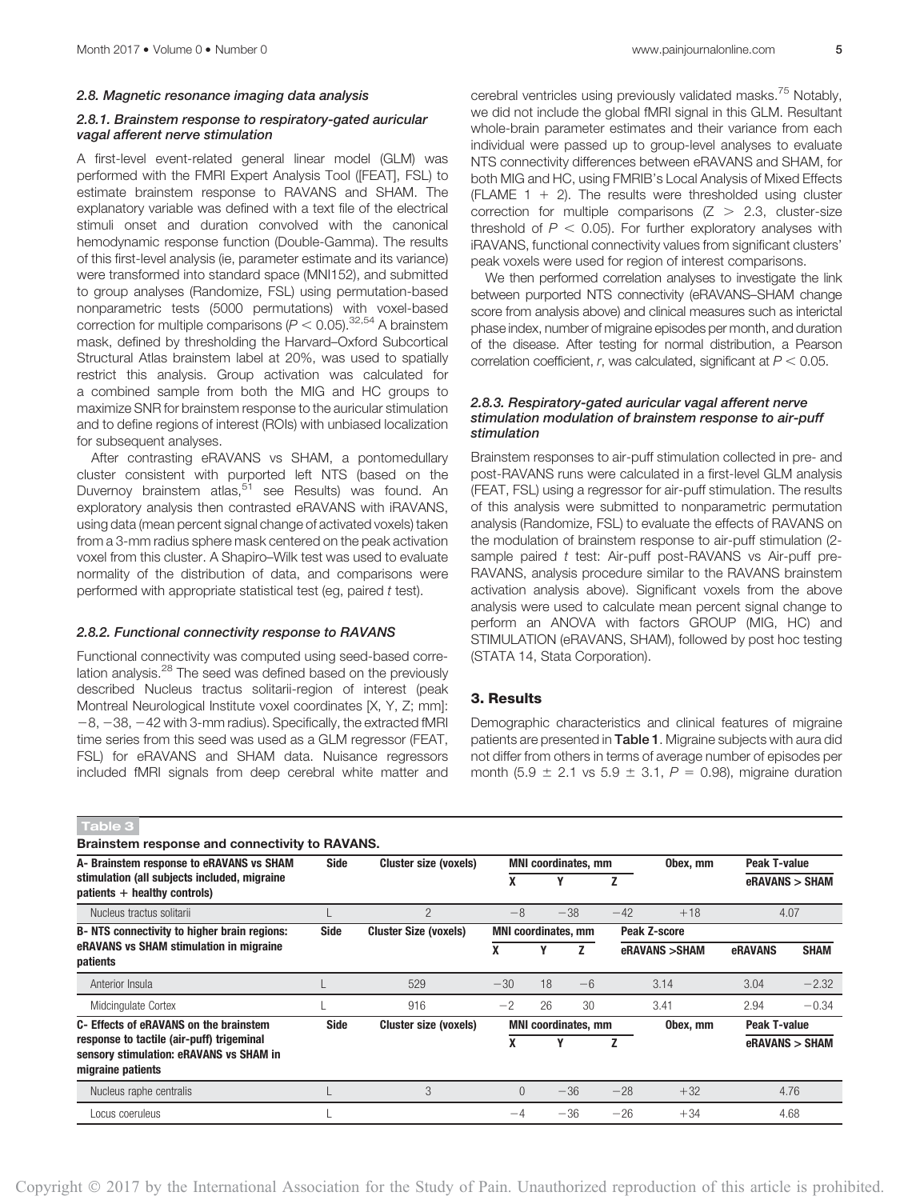### 2.8. Magnetic resonance imaging data analysis

#### 2.8.1. Brainstem response to respiratory-gated auricular vagal afferent nerve stimulation

A first-level event-related general linear model (GLM) was performed with the FMRI Expert Analysis Tool ([FEAT], FSL) to estimate brainstem response to RAVANS and SHAM. The explanatory variable was defined with a text file of the electrical stimuli onset and duration convolved with the canonical hemodynamic response function (Double-Gamma). The results of this first-level analysis (ie, parameter estimate and its variance) were transformed into standard space (MNI152), and submitted to group analyses (Randomize, FSL) using permutation-based nonparametric tests (5000 permutations) with voxel-based correction for multiple comparisons ($P < 0.05$).[32,54] A brainstem mask, defined by thresholding the Harvard–Oxford Subcortical Structural Atlas brainstem label at 20%, was used to spatially restrict this analysis. Group activation was calculated for a combined sample from both the MIG and HC groups to maximize SNR for brainstem response to the auricular stimulation and to define regions of interest (ROIs) with unbiased localization for subsequent analyses.

After contrasting eRAVANS vs SHAM, a pontomedullary cluster consistent with purported left NTS (based on the Duvernoy brainstem atlas,[51] see Results) was found. An exploratory analysis then contrasted eRAVANS with iRAVANS, using data (mean percent signal change of activated voxels) taken from a 3-mm radius sphere mask centered on the peak activation voxel from this cluster. A Shapiro–Wilk test was used to evaluate normality of the distribution of data, and comparisons were performed with appropriate statistical test (eg, paired *t* test).

#### 2.8.2. Functional connectivity response to RAVANS

Functional connectivity was computed using seed-based correlation analysis.[28] The seed was defined based on the previously described Nucleus tractus solitarii-region of interest (peak Montreal Neurological Institute voxel coordinates [X, Y, Z; mm]: −8, −38, −42 with 3-mm radius). Specifically, the extracted fMRI time series from this seed was used as a GLM regressor (FEAT, FSL) for eRAVANS and SHAM data. Nuisance regressors included fMRI signals from deep cerebral white matter and cerebral ventricles using previously validated masks.[75] Notably, we did not include the global fMRI signal in this GLM. Resultant whole-brain parameter estimates and their variance from each individual were passed up to group-level analyses to evaluate NTS connectivity differences between eRAVANS and SHAM, for both MIG and HC, using FMRIB's Local Analysis of Mixed Effects (FLAME 1 + 2). The results were thresholded using cluster correction for multiple comparisons ($Z > 2.3$, cluster-size threshold of $P < 0.05$). For further exploratory analyses with iRAVANS, functional connectivity values from significant clusters' peak voxels were used for region of interest comparisons.

We then performed correlation analyses to investigate the link between purported NTS connectivity (eRAVANS–SHAM change score from analysis above) and clinical measures such as interictal phase index, number of migraine episodes per month, and duration of the disease. After testing for normal distribution, a Pearson correlation coefficient, *r*, was calculated, significant at $P < 0.05$.

#### 2.8.3. Respiratory-gated auricular vagal afferent nerve stimulation modulation of brainstem response to air-puff stimulation

Brainstem responses to air-puff stimulation collected in pre- and post-RAVANS runs were calculated in a first-level GLM analysis (FEAT, FSL) using a regressor for air-puff stimulation. The results of this analysis were submitted to nonparametric permutation analysis (Randomize, FSL) to evaluate the effects of RAVANS on the modulation of brainstem response to air-puff stimulation (2-sample paired *t* test: Air-puff post-RAVANS vs Air-puff pre-RAVANS, analysis procedure similar to the RAVANS brainstem activation analysis above). Significant voxels from the above analysis were used to calculate mean percent signal change to perform an ANOVA with factors GROUP (MIG, HC) and STIMULATION (eRAVANS, SHAM), followed by post hoc testing (STATA 14, Stata Corporation).

## 3. Results

Demographic characteristics and clinical features of migraine patients are presented in **Table 1**. Migraine subjects with aura did not differ from others in terms of average number of episodes per month (5.9 ± 2.1 vs 5.9 ± 3.1, $P = 0.98$), migraine duration

**Table 3**

**Brainstem response and connectivity to RAVANS.**

| A- Brainstem response to eRAVANS vs SHAM stimulation (all subjects included, migraine patients + healthy controls) | Side | Cluster size (voxels) | MNI coordinates, mm | | | Obex, mm | Peak T-value | |
|---|---|---|---|---|---|---|---|---|
| | | | X | Y | Z | | eRAVANS > SHAM | |
| Nucleus tractus solitarii | L | 2 | −8 | −38 | −42 | +18 | 4.07 | |
| **B- NTS connectivity to higher brain regions: eRAVANS vs SHAM stimulation in migraine patients** | **Side** | **Cluster Size (voxels)** | **MNI coordinates, mm** | | | **Peak Z-score** | | |
| | | | X | Y | Z | eRAVANS >SHAM | eRAVANS | SHAM |
| Anterior Insula | L | 529 | −30 | 18 | −6 | 3.14 | 3.04 | −2.32 |
| Midcingulate Cortex | L | 916 | −2 | 26 | 30 | 3.41 | 2.94 | −0.34 |
| **C- Effects of eRAVANS on the brainstem response to tactile (air-puff) trigeminal sensory stimulation: eRAVANS vs SHAM in migraine patients** | **Side** | **Cluster size (voxels)** | **MNI coordinates, mm** | | | **Obex, mm** | **Peak T-value** | |
| | | | X | Y | Z | | eRAVANS > SHAM | |
| Nucleus raphe centralis | L | 3 | 0 | −36 | −28 | +32 | 4.76 | |
| Locus coeruleus | L | | −4 | −36 | −26 | +34 | 4.68 | |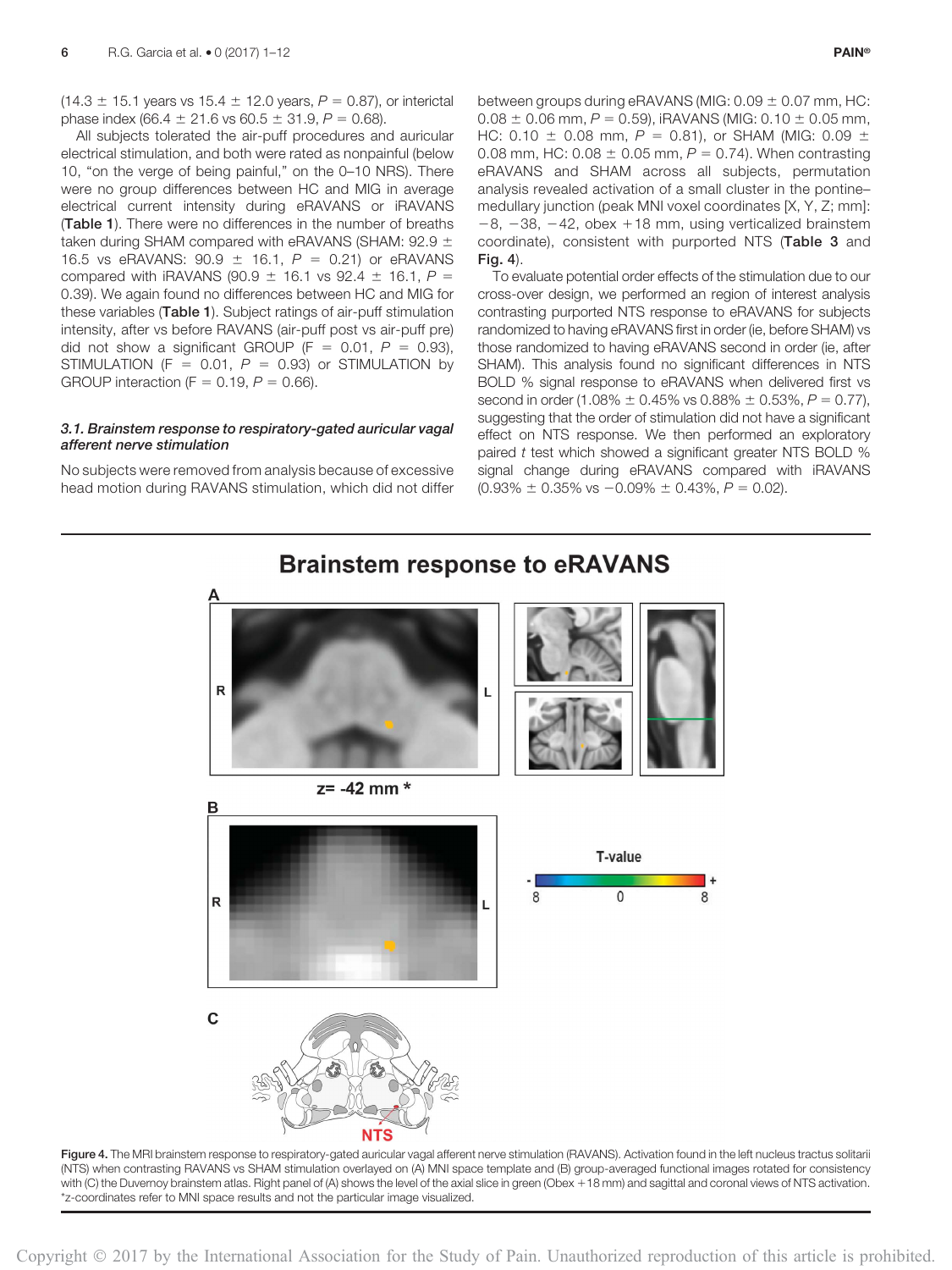(14.3 ± 15.1 years vs 15.4 ± 12.0 years, $P = 0.87$), or interictal phase index (66.4 ± 21.6 vs 60.5 ± 31.9, $P = 0.68$).

All subjects tolerated the air-puff procedures and auricular electrical stimulation, and both were rated as nonpainful (below 10, "on the verge of being painful," on the 0–10 NRS). There were no group differences between HC and MIG in average electrical current intensity during eRAVANS or iRAVANS (**Table 1**). There were no differences in the number of breaths taken during SHAM compared with eRAVANS (SHAM: 92.9 ± 16.5 vs eRAVANS: 90.9 ± 16.1, $P = 0.21$) or eRAVANS compared with iRAVANS (90.9 ± 16.1 vs 92.4 ± 16.1, $P = 0.39$). We again found no differences between HC and MIG for these variables (**Table 1**). Subject ratings of air-puff stimulation intensity, after vs before RAVANS (air-puff post vs air-puff pre) did not show a significant GROUP ($F = 0.01$, $P = 0.93$), STIMULATION ($F = 0.01$, $P = 0.93$) or STIMULATION by GROUP interaction ($F = 0.19$, $P = 0.66$).

### *3.1. Brainstem response to respiratory-gated auricular vagal afferent nerve stimulation*

No subjects were removed from analysis because of excessive head motion during RAVANS stimulation, which did not differ between groups during eRAVANS (MIG: 0.09 ± 0.07 mm, HC: 0.08 ± 0.06 mm, $P = 0.59$), iRAVANS (MIG: 0.10 ± 0.05 mm, HC: 0.10 ± 0.08 mm, $P = 0.81$), or SHAM (MIG: 0.09 ± 0.08 mm, HC: 0.08 ± 0.05 mm, $P = 0.74$). When contrasting eRAVANS and SHAM across all subjects, permutation analysis revealed activation of a small cluster in the pontine–medullary junction (peak MNI voxel coordinates [X, Y, Z; mm]: −8, −38, −42, obex +18 mm, using verticalized brainstem coordinate), consistent with purported NTS (**Table 3** and **Fig. 4**).

To evaluate potential order effects of the stimulation due to our cross-over design, we performed an region of interest analysis contrasting purported NTS response to eRAVANS for subjects randomized to having eRAVANS first in order (ie, before SHAM) vs those randomized to having eRAVANS second in order (ie, after SHAM). This analysis found no significant differences in NTS BOLD % signal response to eRAVANS when delivered first vs second in order (1.08% ± 0.45% vs 0.88% ± 0.53%, $P = 0.77$), suggesting that the order of stimulation did not have a significant effect on NTS response. We then performed an exploratory paired *t* test which showed a significant greater NTS BOLD % signal change during eRAVANS compared with iRAVANS (0.93% ± 0.35% vs −0.09% ± 0.43%, $P = 0.02$).

**Figure 4.** The MRI brainstem response to respiratory-gated auricular vagal afferent nerve stimulation (RAVANS). Activation found in the left nucleus tractus solitarii (NTS) when contrasting RAVANS vs SHAM stimulation overlayed on (A) MNI space template and (B) group-averaged functional images rotated for consistency with (C) the Duvernoy brainstem atlas. Right panel of (A) shows the level of the axial slice in green (Obex +18 mm) and sagittal and coronal views of NTS activation. *z-coordinates refer to MNI space results and not the particular image visualized.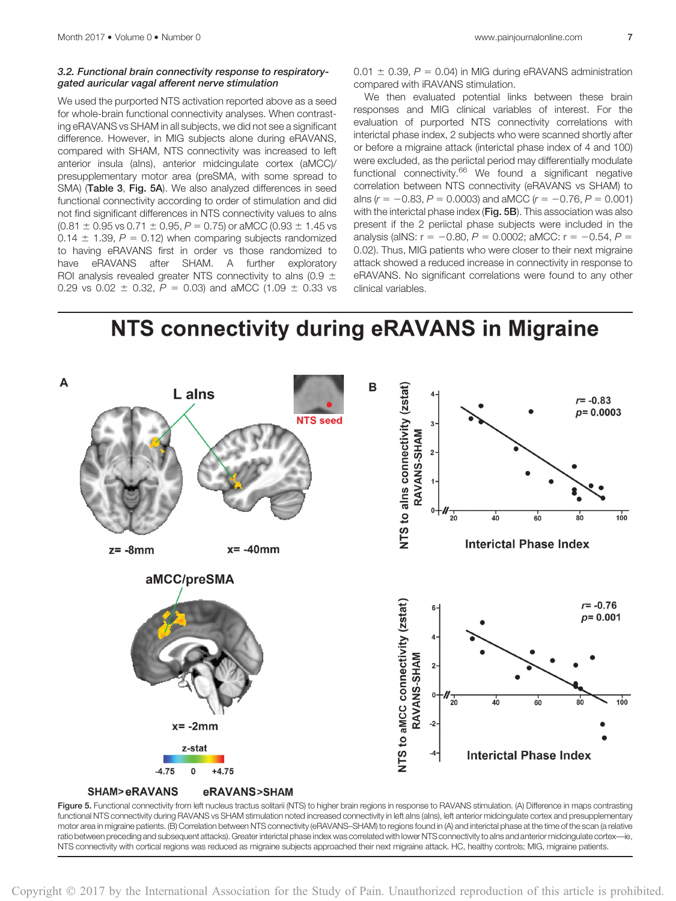### 3.2. Functional brain connectivity response to respiratory-gated auricular vagal afferent nerve stimulation

We used the purported NTS activation reported above as a seed for whole-brain functional connectivity analyses. When contrasting eRAVANS vs SHAM in all subjects, we did not see a significant difference. However, in MIG subjects alone during eRAVANS, compared with SHAM, NTS connectivity was increased to left anterior insula (aIns), anterior midcingulate cortex (aMCC)/presupplementary motor area (preSMA, with some spread to SMA) (**Table 3**, **Fig. 5A**). We also analyzed differences in seed functional connectivity according to order of stimulation and did not find significant differences in NTS connectivity values to aIns (0.81 ± 0.95 vs 0.71 ± 0.95, $P = 0.75$) or aMCC (0.93 ± 1.45 vs 0.14 ± 1.39, $P = 0.12$) when comparing subjects randomized to having eRAVANS first in order vs those randomized to have eRAVANS after SHAM. A further exploratory ROI analysis revealed greater NTS connectivity to aIns (0.9 ± 0.29 vs 0.02 ± 0.32, $P = 0.03$) and aMCC (1.09 ± 0.33 vs 0.01 ± 0.39, $P = 0.04$) in MIG during eRAVANS administration compared with iRAVANS stimulation.

We then evaluated potential links between these brain responses and MIG clinical variables of interest. For the evaluation of purported NTS connectivity correlations with interictal phase index, 2 subjects who were scanned shortly after or before a migraine attack (interictal phase index of 4 and 100) were excluded, as the periictal period may differentially modulate functional connectivity.[66] We found a significant negative correlation between NTS connectivity (eRAVANS vs SHAM) to aIns ($r = -0.83$, $P = 0.0003$) and aMCC ($r = -0.76$, $P = 0.001$) with the interictal phase index (**Fig. 5B**). This association was also present if the 2 periictal phase subjects were included in the analysis (aINS: $r = -0.80$, $P = 0.0002$; aMCC: $r = -0.54$, $P = 0.02$). Thus, MIG patients who were closer to their next migraine attack showed a reduced increase in connectivity in response to eRAVANS. No significant correlations were found to any other clinical variables.

**Figure 5.** Functional connectivity from left nucleus tractus solitarii (NTS) to higher brain regions in response to RAVANS stimulation. (A) Difference in maps contrasting functional NTS connectivity during RAVANS vs SHAM stimulation noted increased connectivity in left aIns (aIns), left anterior midcingulate cortex and presupplementary motor area in migraine patients. (B) Correlation between NTS connectivity (eRAVANS–SHAM) to regions found in (A) and interictal phase at the time of the scan (a relative ratio between preceding and subsequent attacks). Greater interictal phase index was correlated with lower NTS connectivity to aIns and anterior midcingulate cortex—ie, NTS connectivity with cortical regions was reduced as migraine subjects approached their next migraine attack. HC, healthy controls; MIG, migraine patients.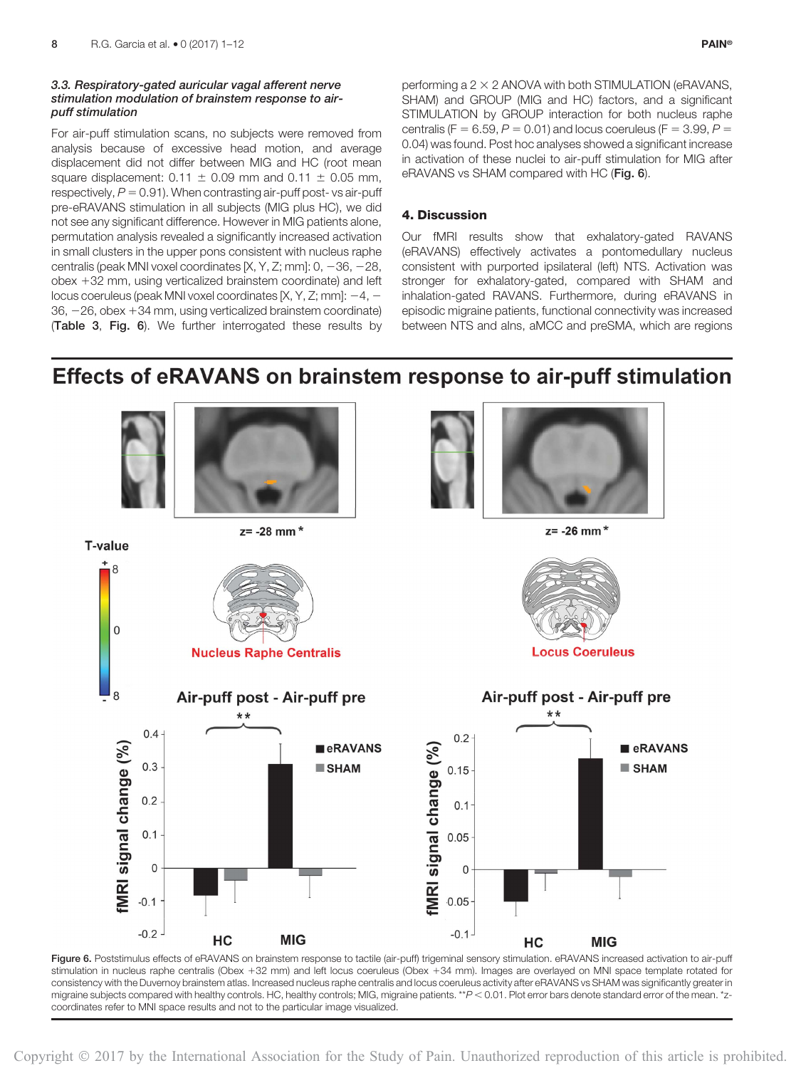### 3.3. Respiratory-gated auricular vagal afferent nerve stimulation modulation of brainstem response to air-puff stimulation

For air-puff stimulation scans, no subjects were removed from analysis because of excessive head motion, and average displacement did not differ between MIG and HC (root mean square displacement: 0.11 ± 0.09 mm and 0.11 ± 0.05 mm, respectively, $P = 0.91$). When contrasting air-puff post- vs air-puff pre-eRAVANS stimulation in all subjects (MIG plus HC), we did not see any significant difference. However in MIG patients alone, permutation analysis revealed a significantly increased activation in small clusters in the upper pons consistent with nucleus raphe centralis (peak MNI voxel coordinates [X, Y, Z; mm]: 0, −36, −28, obex +32 mm, using verticalized brainstem coordinate) and left locus coeruleus (peak MNI voxel coordinates [X, Y, Z; mm]: −4, −36, −26, obex +34 mm, using verticalized brainstem coordinate) (**Table 3**, **Fig. 6**). We further interrogated these results by performing a 2 × 2 ANOVA with both STIMULATION (eRAVANS, SHAM) and GROUP (MIG and HC) factors, and a significant STIMULATION by GROUP interaction for both nucleus raphe centralis ($F = 6.59$, $P = 0.01$) and locus coeruleus ($F = 3.99$, $P = 0.04$) was found. Post hoc analyses showed a significant increase in activation of these nuclei to air-puff stimulation for MIG after eRAVANS vs SHAM compared with HC (**Fig. 6**).

## 4. Discussion

Our fMRI results show that exhalatory-gated RAVANS (eRAVANS) effectively activates a pontomedullary nucleus consistent with purported ipsilateral (left) NTS. Activation was stronger for exhalatory-gated, compared with SHAM and inhalation-gated RAVANS. Furthermore, during eRAVANS in episodic migraine patients, functional connectivity was increased between NTS and aIns, aMCC and preSMA, which are regions

Figure 6. Poststimulus effects of eRAVANS on brainstem response to tactile (air-puff) trigeminal sensory stimulation. eRAVANS increased activation to air-puff stimulation in nucleus raphe centralis (Obex +32 mm) and left locus coeruleus (Obex +34 mm). Images are overlayed on MNI space template rotated for consistency with the Duvernoy brainstem atlas. Increased nucleus raphe centralis and locus coeruleus activity after eRAVANS vs SHAM was significantly greater in migraine subjects compared with healthy controls. HC, healthy controls; MIG, migraine patients. $^{**}P < 0.01$. Plot error bars denote standard error of the mean. *z-coordinates refer to MNI space results and not to the particular image visualized.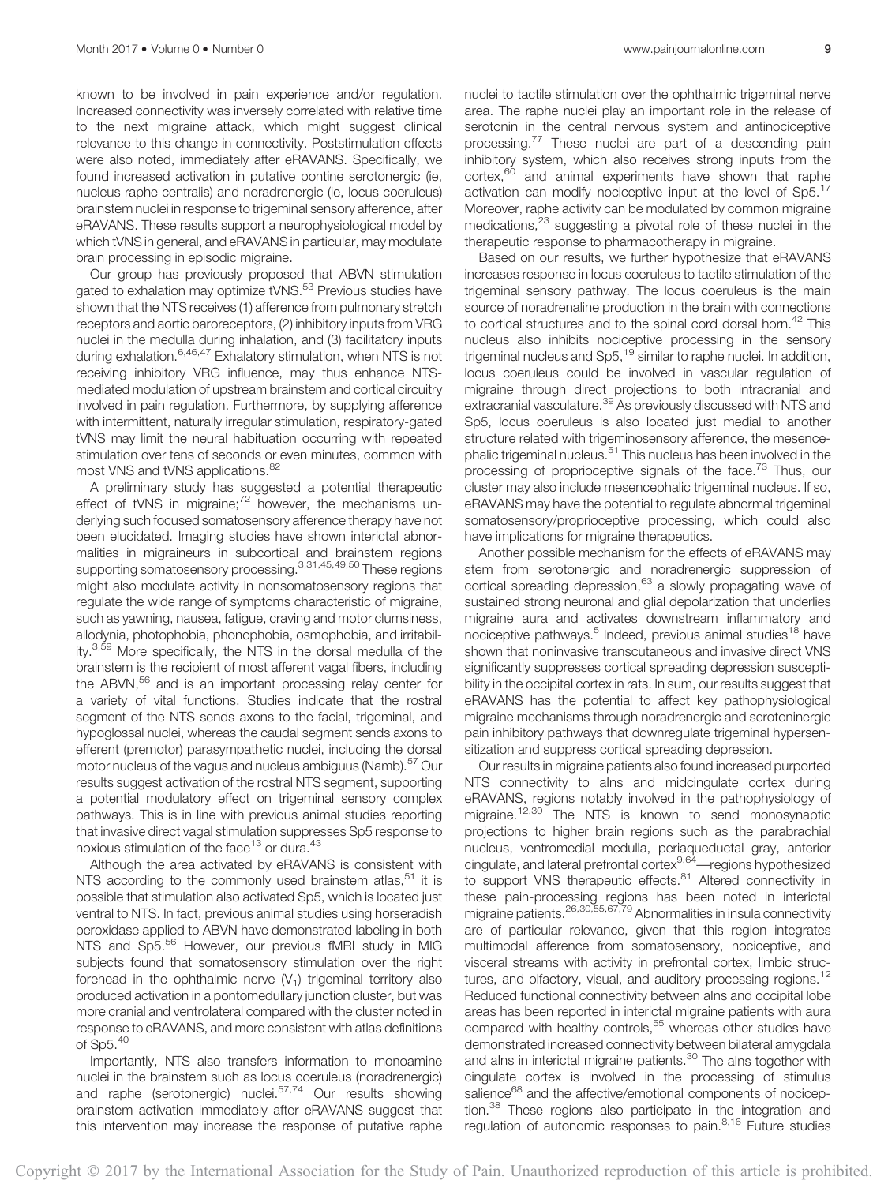known to be involved in pain experience and/or regulation. Increased connectivity was inversely correlated with relative time to the next migraine attack, which might suggest clinical relevance to this change in connectivity. Poststimulation effects were also noted, immediately after eRAVANS. Specifically, we found increased activation in putative pontine serotonergic (ie, nucleus raphe centralis) and noradrenergic (ie, locus coeruleus) brainstem nuclei in response to trigeminal sensory afference, after eRAVANS. These results support a neurophysiological model by which tVNS in general, and eRAVANS in particular, may modulate brain processing in episodic migraine.

Our group has previously proposed that ABVN stimulation gated to exhalation may optimize tVNS.[53] Previous studies have shown that the NTS receives (1) afference from pulmonary stretch receptors and aortic baroreceptors, (2) inhibitory inputs from VRG nuclei in the medulla during inhalation, and (3) facilitatory inputs during exhalation.[6,46,47] Exhalatory stimulation, when NTS is not receiving inhibitory VRG influence, may thus enhance NTS-mediated modulation of upstream brainstem and cortical circuitry involved in pain regulation. Furthermore, by supplying afference with intermittent, naturally irregular stimulation, respiratory-gated tVNS may limit the neural habituation occurring with repeated stimulation over tens of seconds or even minutes, common with most VNS and tVNS applications.[82]

A preliminary study has suggested a potential therapeutic effect of tVNS in migraine;[72] however, the mechanisms underlying such focused somatosensory afference therapy have not been elucidated. Imaging studies have shown interictal abnormalities in migraineurs in subcortical and brainstem regions supporting somatosensory processing.[3,31,45,49,50] These regions might also modulate activity in nonsomatosensory regions that regulate the wide range of symptoms characteristic of migraine, such as yawning, nausea, fatigue, craving and motor clumsiness, allodynia, photophobia, phonophobia, osmophobia, and irritability.[3,59] More specifically, the NTS in the dorsal medulla of the brainstem is the recipient of most afferent vagal fibers, including the ABVN,[56] and is an important processing relay center for a variety of vital functions. Studies indicate that the rostral segment of the NTS sends axons to the facial, trigeminal, and hypoglossal nuclei, whereas the caudal segment sends axons to efferent (premotor) parasympathetic nuclei, including the dorsal motor nucleus of the vagus and nucleus ambiguus (Namb).[57] Our results suggest activation of the rostral NTS segment, supporting a potential modulatory effect on trigeminal sensory complex pathways. This is in line with previous animal studies reporting that invasive direct vagal stimulation suppresses Sp5 response to noxious stimulation of the face[13] or dura.[43]

Although the area activated by eRAVANS is consistent with NTS according to the commonly used brainstem atlas,[51] it is possible that stimulation also activated Sp5, which is located just ventral to NTS. In fact, previous animal studies using horseradish peroxidase applied to ABVN have demonstrated labeling in both NTS and Sp5.[56] However, our previous fMRI study in MIG subjects found that somatosensory stimulation over the right forehead in the ophthalmic nerve ($V_1$) trigeminal territory also produced activation in a pontomedullary junction cluster, but was more cranial and ventrolateral compared with the cluster noted in response to eRAVANS, and more consistent with atlas definitions of Sp5.[40]

Importantly, NTS also transfers information to monoamine nuclei in the brainstem such as locus coeruleus (noradrenergic) and raphe (serotonergic) nuclei.[57,74] Our results showing brainstem activation immediately after eRAVANS suggest that this intervention may increase the response of putative raphe nuclei to tactile stimulation over the ophthalmic trigeminal nerve area. The raphe nuclei play an important role in the release of serotonin in the central nervous system and antinociceptive processing.[77] These nuclei are part of a descending pain inhibitory system, which also receives strong inputs from the cortex,[60] and animal experiments have shown that raphe activation can modify nociceptive input at the level of Sp5.[17] Moreover, raphe activity can be modulated by common migraine medications,[23] suggesting a pivotal role of these nuclei in the therapeutic response to pharmacotherapy in migraine.

Based on our results, we further hypothesize that eRAVANS increases response in locus coeruleus to tactile stimulation of the trigeminal sensory pathway. The locus coeruleus is the main source of noradrenaline production in the brain with connections to cortical structures and to the spinal cord dorsal horn.[42] This nucleus also inhibits nociceptive processing in the sensory trigeminal nucleus and Sp5,[19] similar to raphe nuclei. In addition, locus coeruleus could be involved in vascular regulation of migraine through direct projections to both intracranial and extracranial vasculature.[39] As previously discussed with NTS and Sp5, locus coeruleus is also located just medial to another structure related with trigeminosensory afference, the mesencephalic trigeminal nucleus.[51] This nucleus has been involved in the processing of proprioceptive signals of the face.[73] Thus, our cluster may also include mesencephalic trigeminal nucleus. If so, eRAVANS may have the potential to regulate abnormal trigeminal somatosensory/proprioceptive processing, which could also have implications for migraine therapeutics.

Another possible mechanism for the effects of eRAVANS may stem from serotonergic and noradrenergic suppression of cortical spreading depression,[63] a slowly propagating wave of sustained strong neuronal and glial depolarization that underlies migraine aura and activates downstream inflammatory and nociceptive pathways.[5] Indeed, previous animal studies[18] have shown that noninvasive transcutaneous and invasive direct VNS significantly suppresses cortical spreading depression susceptibility in the occipital cortex in rats. In sum, our results suggest that eRAVANS has the potential to affect key pathophysiological migraine mechanisms through noradrenergic and serotoninergic pain inhibitory pathways that downregulate trigeminal hypersensitization and suppress cortical spreading depression.

Our results in migraine patients also found increased purported NTS connectivity to aIns and midcingulate cortex during eRAVANS, regions notably involved in the pathophysiology of migraine.[12,30] The NTS is known to send monosynaptic projections to higher brain regions such as the parabrachial nucleus, ventromedial medulla, periaqueductal gray, anterior cingulate, and lateral prefrontal cortex[9,64]—regions hypothesized to support VNS therapeutic effects.[81] Altered connectivity in these pain-processing regions has been noted in interictal migraine patients.[26,30,55,67,79] Abnormalities in insula connectivity are of particular relevance, given that this region integrates multimodal afference from somatosensory, nociceptive, and visceral streams with activity in prefrontal cortex, limbic structures, and olfactory, visual, and auditory processing regions.[12] Reduced functional connectivity between aIns and occipital lobe areas has been reported in interictal migraine patients with aura compared with healthy controls,[55] whereas other studies have demonstrated increased connectivity between bilateral amygdala and aIns in interictal migraine patients.[30] The aIns together with cingulate cortex is involved in the processing of stimulus salience[68] and the affective/emotional components of nociception.[38] These regions also participate in the integration and regulation of autonomic responses to pain.[8,16] Future studies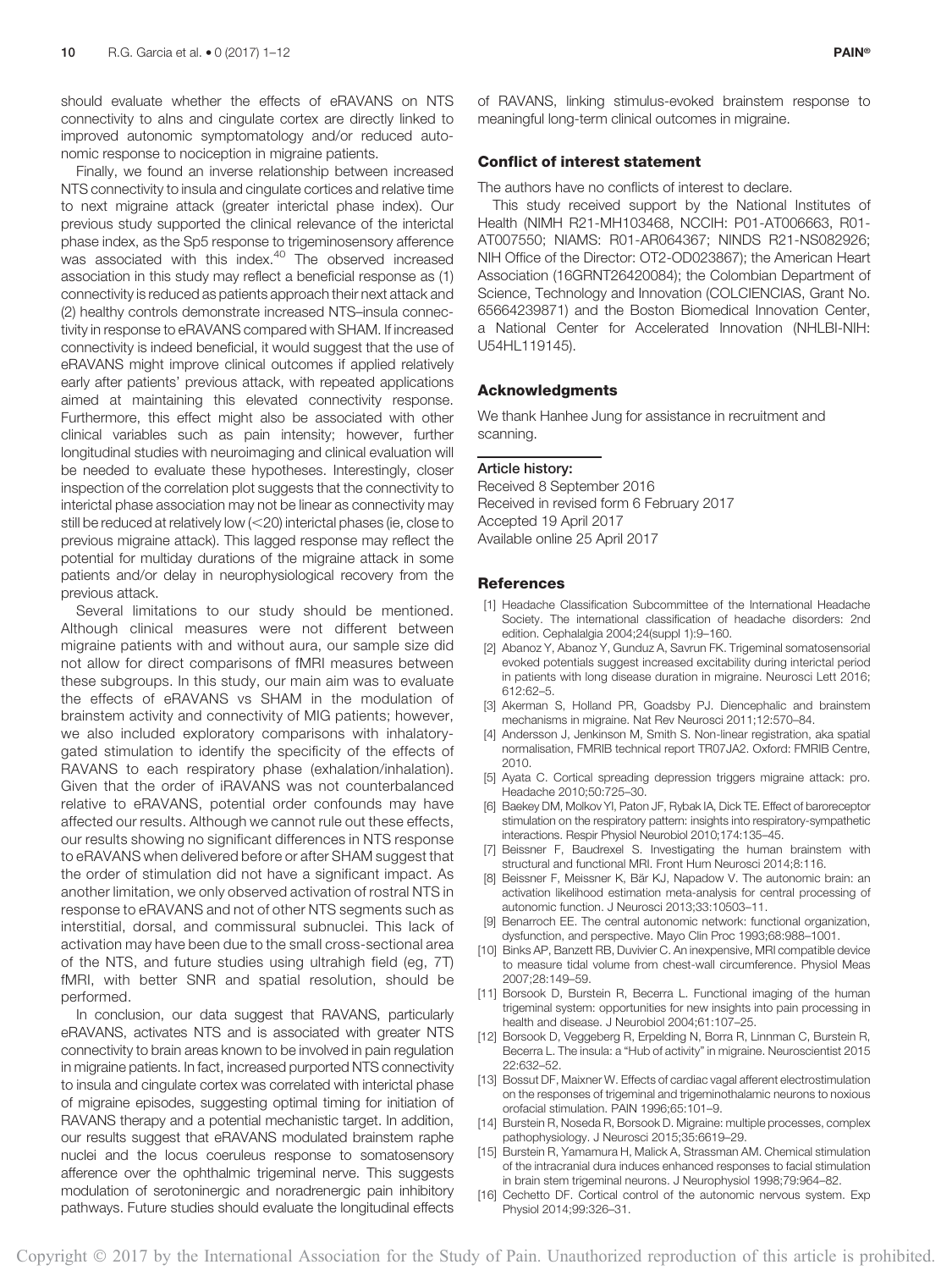should evaluate whether the effects of eRAVANS on NTS connectivity to aIns and cingulate cortex are directly linked to improved autonomic symptomatology and/or reduced autonomic response to nociception in migraine patients.

Finally, we found an inverse relationship between increased NTS connectivity to insula and cingulate cortices and relative time to next migraine attack (greater interictal phase index). Our previous study supported the clinical relevance of the interictal phase index, as the Sp5 response to trigeminosensory afference was associated with this index.[40] The observed increased association in this study may reflect a beneficial response as (1) connectivity is reduced as patients approach their next attack and (2) healthy controls demonstrate increased NTS–insula connectivity in response to eRAVANS compared with SHAM. If increased connectivity is indeed beneficial, it would suggest that the use of eRAVANS might improve clinical outcomes if applied relatively early after patients' previous attack, with repeated applications aimed at maintaining this elevated connectivity response. Furthermore, this effect might also be associated with other clinical variables such as pain intensity; however, further longitudinal studies with neuroimaging and clinical evaluation will be needed to evaluate these hypotheses. Interestingly, closer inspection of the correlation plot suggests that the connectivity to interictal phase association may not be linear as connectivity may still be reduced at relatively low (<20) interictal phases (ie, close to previous migraine attack). This lagged response may reflect the potential for multiday durations of the migraine attack in some patients and/or delay in neurophysiological recovery from the previous attack.

Several limitations to our study should be mentioned. Although clinical measures were not different between migraine patients with and without aura, our sample size did not allow for direct comparisons of fMRI measures between these subgroups. In this study, our main aim was to evaluate the effects of eRAVANS vs SHAM in the modulation of brainstem activity and connectivity of MIG patients; however, we also included exploratory comparisons with inhalatory-gated stimulation to identify the specificity of the effects of RAVANS to each respiratory phase (exhalation/inhalation). Given that the order of iRAVANS was not counterbalanced relative to eRAVANS, potential order confounds may have affected our results. Although we cannot rule out these effects, our results showing no significant differences in NTS response to eRAVANS when delivered before or after SHAM suggest that the order of stimulation did not have a significant impact. As another limitation, we only observed activation of rostral NTS in response to eRAVANS and not of other NTS segments such as interstitial, dorsal, and commissural subnuclei. This lack of activation may have been due to the small cross-sectional area of the NTS, and future studies using ultrahigh field (eg, 7T) fMRI, with better SNR and spatial resolution, should be performed.

In conclusion, our data suggest that RAVANS, particularly eRAVANS, activates NTS and is associated with greater NTS connectivity to brain areas known to be involved in pain regulation in migraine patients. In fact, increased purported NTS connectivity to insula and cingulate cortex was correlated with interictal phase of migraine episodes, suggesting optimal timing for initiation of RAVANS therapy and a potential mechanistic target. In addition, our results suggest that eRAVANS modulated brainstem raphe nuclei and the locus coeruleus response to somatosensory afference over the ophthalmic trigeminal nerve. This suggests modulation of serotoninergic and noradrenergic pain inhibitory pathways. Future studies should evaluate the longitudinal effects of RAVANS, linking stimulus-evoked brainstem response to meaningful long-term clinical outcomes in migraine.

### Conflict of interest statement

The authors have no conflicts of interest to declare.

This study received support by the National Institutes of Health (NIMH R21-MH103468, NCCIH: P01-AT006663, R01-AT007550; NIAMS: R01-AR064367; NINDS R21-NS082926; NIH Office of the Director: OT2-OD023867); the American Heart Association (16GRNT26420084); the Colombian Department of Science, Technology and Innovation (COLCIENCIAS, Grant No. 65664239871) and the Boston Biomedical Innovation Center, a National Center for Accelerated Innovation (NHLBI-NIH: U54HL119145).

### Acknowledgments

We thank Hanhee Jung for assistance in recruitment and scanning.

**Article history:**

Received 8 September 2016
Received in revised form 6 February 2017
Accepted 19 April 2017
Available online 25 April 2017

### References

[1] Headache Classification Subcommittee of the International Headache Society. The international classification of headache disorders: 2nd edition. Cephalalgia 2004;24(suppl 1):9–160.

[2] Abanoz Y, Abanoz Y, Gunduz A, Savrun FK. Trigeminal somatosensorial evoked potentials suggest increased excitability during interictal period in patients with long disease duration in migraine. Neurosci Lett 2016; 612:62–5.

[3] Akerman S, Holland PR, Goadsby PJ. Diencephalic and brainstem mechanisms in migraine. Nat Rev Neurosci 2011;12:570–84.

[4] Andersson J, Jenkinson M, Smith S. Non-linear registration, aka spatial normalisation, FMRIB technical report TR07JA2. Oxford: FMRIB Centre, 2010.

[5] Ayata C. Cortical spreading depression triggers migraine attack: pro. Headache 2010;50:725–30.

[6] Baekey DM, Molkov YI, Paton JF, Rybak IA, Dick TE. Effect of baroreceptor stimulation on the respiratory pattern: insights into respiratory-sympathetic interactions. Respir Physiol Neurobiol 2010;174:135–45.

[7] Beissner F, Baudrexel S. Investigating the human brainstem with structural and functional MRI. Front Hum Neurosci 2014;8:116.

[8] Beissner F, Meissner K, Bär KJ, Napadow V. The autonomic brain: an activation likelihood estimation meta-analysis for central processing of autonomic function. J Neurosci 2013;33:10503–11.

[9] Benarroch EE. The central autonomic network: functional organization, dysfunction, and perspective. Mayo Clin Proc 1993;68:988–1001.

[10] Binks AP, Banzett RB, Duvivier C. An inexpensive, MRI compatible device to measure tidal volume from chest-wall circumference. Physiol Meas 2007;28:149–59.

[11] Borsook D, Burstein R, Becerra L. Functional imaging of the human trigeminal system: opportunities for new insights into pain processing in health and disease. J Neurobiol 2004;61:107–25.

[12] Borsook D, Veggeberg R, Erpelding N, Borra R, Linnman C, Burstein R, Becerra L. The insula: a "Hub of activity" in migraine. Neuroscientist 2015 22:632–52.

[13] Bossut DF, Maixner W. Effects of cardiac vagal afferent electrostimulation on the responses of trigeminal and trigeminothalamic neurons to noxious orofacial stimulation. PAIN 1996;65:101–9.

[14] Burstein R, Noseda R, Borsook D. Migraine: multiple processes, complex pathophysiology. J Neurosci 2015;35:6619–29.

[15] Burstein R, Yamamura H, Malick A, Strassman AM. Chemical stimulation of the intracranial dura induces enhanced responses to facial stimulation in brain stem trigeminal neurons. J Neurophysiol 1998;79:964–82.

[16] Cechetto DF. Cortical control of the autonomic nervous system. Exp Physiol 2014;99:326–31.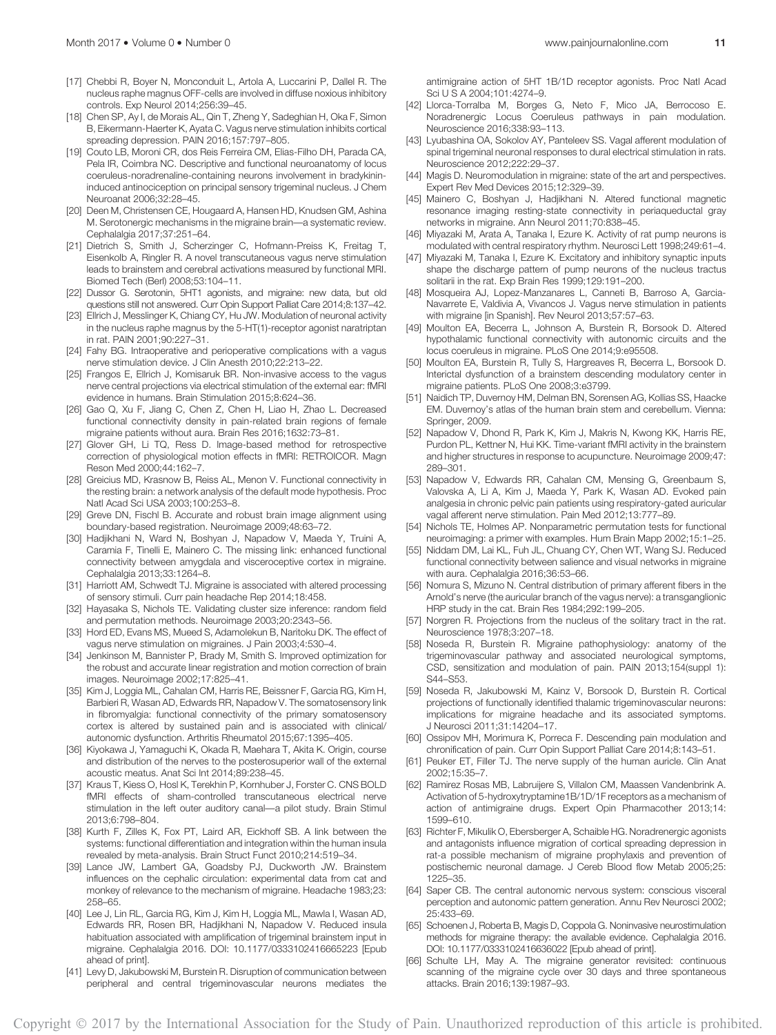[17] Chebbi R, Boyer N, Monconduit L, Artola A, Luccarini P, Dallel R. The nucleus raphe magnus OFF-cells are involved in diffuse noxious inhibitory controls. Exp Neurol 2014;256:39–45.

[18] Chen SP, Ay I, de Morais AL, Qin T, Zheng Y, Sadeghian H, Oka F, Simon B, Eikermann-Haerter K, Ayata C. Vagus nerve stimulation inhibits cortical spreading depression. PAIN 2016;157:797–805.

[19] Couto LB, Moroni CR, dos Reis Ferreira CM, Elias-Filho DH, Parada CA, Pela IR, Coimbra NC. Descriptive and functional neuroanatomy of locus coeruleus-noradrenaline-containing neurons involvement in bradykinin-induced antinociception on principal sensory trigeminal nucleus. J Chem Neuroanat 2006;32:28–45.

[20] Deen M, Christensen CE, Hougaard A, Hansen HD, Knudsen GM, Ashina M. Serotonergic mechanisms in the migraine brain—a systematic review. Cephalalgia 2017;37:251–64.

[21] Dietrich S, Smith J, Scherzinger C, Hofmann-Preiss K, Freitag T, Eisenkolb A, Ringler R. A novel transcutaneous vagus nerve stimulation leads to brainstem and cerebral activations measured by functional MRI. Biomed Tech (Berl) 2008;53:104–11.

[22] Dussor G. Serotonin, 5HT1 agonists, and migraine: new data, but old questions still not answered. Curr Opin Support Palliat Care 2014;8:137–42.

[23] Ellrich J, Messlinger K, Chiang CY, Hu JW. Modulation of neuronal activity in the nucleus raphe magnus by the 5-HT(1)-receptor agonist naratriptan in rat. PAIN 2001;90:227–31.

[24] Fahy BG. Intraoperative and perioperative complications with a vagus nerve stimulation device. J Clin Anesth 2010;22:213–22.

[25] Frangos E, Ellrich J, Komisaruk BR. Non-invasive access to the vagus nerve central projections via electrical stimulation of the external ear: fMRI evidence in humans. Brain Stimulation 2015;8:624–36.

[26] Gao Q, Xu F, Jiang C, Chen Z, Chen H, Liao H, Zhao L. Decreased functional connectivity density in pain-related brain regions of female migraine patients without aura. Brain Res 2016;1632:73–81.

[27] Glover GH, Li TQ, Ress D. Image-based method for retrospective correction of physiological motion effects in fMRI: RETROICOR. Magn Reson Med 2000;44:162–7.

[28] Greicius MD, Krasnow B, Reiss AL, Menon V. Functional connectivity in the resting brain: a network analysis of the default mode hypothesis. Proc Natl Acad Sci USA 2003;100:253–8.

[29] Greve DN, Fischl B. Accurate and robust brain image alignment using boundary-based registration. Neuroimage 2009;48:63–72.

[30] Hadjikhani N, Ward N, Boshyan J, Napadow V, Maeda Y, Truini A, Caramia F, Tinelli E, Mainero C. The missing link: enhanced functional connectivity between amygdala and visceroceptive cortex in migraine. Cephalalgia 2013;33:1264–8.

[31] Harriott AM, Schwedt TJ. Migraine is associated with altered processing of sensory stimuli. Curr pain headache Rep 2014;18:458.

[32] Hayasaka S, Nichols TE. Validating cluster size inference: random field and permutation methods. Neuroimage 2003;20:2343–56.

[33] Hord ED, Evans MS, Mueed S, Adamolekun B, Naritoku DK. The effect of vagus nerve stimulation on migraines. J Pain 2003;4:530–4.

[34] Jenkinson M, Bannister P, Brady M, Smith S. Improved optimization for the robust and accurate linear registration and motion correction of brain images. Neuroimage 2002;17:825–41.

[35] Kim J, Loggia ML, Cahalan CM, Harris RE, Beissner F, Garcia RG, Kim H, Barbieri R, Wasan AD, Edwards RR, Napadow V. The somatosensory link in fibromyalgia: functional connectivity of the primary somatosensory cortex is altered by sustained pain and is associated with clinical/autonomic dysfunction. Arthritis Rheumatol 2015;67:1395–405.

[36] Kiyokawa J, Yamaguchi K, Okada R, Maehara T, Akita K. Origin, course and distribution of the nerves to the posterosuperior wall of the external acoustic meatus. Anat Sci Int 2014;89:238–45.

[37] Kraus T, Kiess O, Hosl K, Terekhin P, Kornhuber J, Forster C. CNS BOLD fMRI effects of sham-controlled transcutaneous electrical nerve stimulation in the left outer auditory canal—a pilot study. Brain Stimul 2013;6:798–804.

[38] Kurth F, Zilles K, Fox PT, Laird AR, Eickhoff SB. A link between the systems: functional differentiation and integration within the human insula revealed by meta-analysis. Brain Struct Funct 2010;214:519–34.

[39] Lance JW, Lambert GA, Goadsby PJ, Duckworth JW. Brainstem influences on the cephalic circulation: experimental data from cat and monkey of relevance to the mechanism of migraine. Headache 1983;23: 258–65.

[40] Lee J, Lin RL, Garcia RG, Kim J, Kim H, Loggia ML, Mawla I, Wasan AD, Edwards RR, Rosen BR, Hadjikhani N, Napadow V. Reduced insula habituation associated with amplification of trigeminal brainstem input in migraine. Cephalalgia 2016. DOI: 10.1177/0333102416665223 [Epub ahead of print].

[41] Levy D, Jakubowski M, Burstein R. Disruption of communication between peripheral and central trigeminovascular neurons mediates the antimigraine action of 5HT 1B/1D receptor agonists. Proc Natl Acad Sci U S A 2004;101:4274–9.

[42] Llorca-Torralba M, Borges G, Neto F, Mico JA, Berrocoso E. Noradrenergic Locus Coeruleus pathways in pain modulation. Neuroscience 2016;338:93–113.

[43] Lyubashina OA, Sokolov AY, Panteleev SS. Vagal afferent modulation of spinal trigeminal neuronal responses to dural electrical stimulation in rats. Neuroscience 2012;222:29–37.

[44] Magis D. Neuromodulation in migraine: state of the art and perspectives. Expert Rev Med Devices 2015;12:329–39.

[45] Mainero C, Boshyan J, Hadjikhani N. Altered functional magnetic resonance imaging resting-state connectivity in periaqueductal gray networks in migraine. Ann Neurol 2011;70:838–45.

[46] Miyazaki M, Arata A, Tanaka I, Ezure K. Activity of rat pump neurons is modulated with central respiratory rhythm. Neurosci Lett 1998;249:61–4.

[47] Miyazaki M, Tanaka I, Ezure K. Excitatory and inhibitory synaptic inputs shape the discharge pattern of pump neurons of the nucleus tractus solitarii in the rat. Exp Brain Res 1999;129:191–200.

[48] Mosqueira AJ, Lopez-Manzanares L, Canneti B, Barroso A, Garcia-Navarrete E, Valdivia A, Vivancos J. Vagus nerve stimulation in patients with migraine [in Spanish]. Rev Neurol 2013;57:57–63.

[49] Moulton EA, Becerra L, Johnson A, Burstein R, Borsook D. Altered hypothalamic functional connectivity with autonomic circuits and the locus coeruleus in migraine. PLoS One 2014;9:e95508.

[50] Moulton EA, Burstein R, Tully S, Hargreaves R, Becerra L, Borsook D. Interictal dysfunction of a brainstem descending modulatory center in migraine patients. PLoS One 2008;3:e3799.

[51] Naidich TP, Duvernoy HM, Delman BN, Sorensen AG, Kollias SS, Haacke EM. Duvernoy's atlas of the human brain stem and cerebellum. Vienna: Springer, 2009.

[52] Napadow V, Dhond R, Park K, Kim J, Makris N, Kwong KK, Harris RE, Purdon PL, Kettner N, Hui KK. Time-variant fMRI activity in the brainstem and higher structures in response to acupuncture. Neuroimage 2009;47: 289–301.

[53] Napadow V, Edwards RR, Cahalan CM, Mensing G, Greenbaum S, Valovska A, Li A, Kim J, Maeda Y, Park K, Wasan AD. Evoked pain analgesia in chronic pelvic pain patients using respiratory-gated auricular vagal afferent nerve stimulation. Pain Med 2012;13:777–89.

[54] Nichols TE, Holmes AP. Nonparametric permutation tests for functional neuroimaging: a primer with examples. Hum Brain Mapp 2002;15:1–25.

[55] Niddam DM, Lai KL, Fuh JL, Chuang CY, Chen WT, Wang SJ. Reduced functional connectivity between salience and visual networks in migraine with aura. Cephalalgia 2016;36:53–66.

[56] Nomura S, Mizuno N. Central distribution of primary afferent fibers in the Arnold's nerve (the auricular branch of the vagus nerve): a transganglionic HRP study in the cat. Brain Res 1984;292:199–205.

[57] Norgren R. Projections from the nucleus of the solitary tract in the rat. Neuroscience 1978;3:207–18.

[58] Noseda R, Burstein R. Migraine pathophysiology: anatomy of the trigeminovascular pathway and associated neurological symptoms, CSD, sensitization and modulation of pain. PAIN 2013;154(suppl 1): S44–S53.

[59] Noseda R, Jakubowski M, Kainz V, Borsook D, Burstein R. Cortical projections of functionally identified thalamic trigeminovascular neurons: implications for migraine headache and its associated symptoms. J Neurosci 2011;31:14204–17.

[60] Ossipov MH, Morimura K, Porreca F. Descending pain modulation and chronification of pain. Curr Opin Support Palliat Care 2014;8:143–51.

[61] Peuker ET, Filler TJ. The nerve supply of the human auricle. Clin Anat 2002;15:35–7.

[62] Ramirez Rosas MB, Labruijere S, Villalon CM, Maassen Vandenbrink A. Activation of 5-hydroxytryptamine1B/1D/1F receptors as a mechanism of action of antimigraine drugs. Expert Opin Pharmacother 2013;14: 1599–610.

[63] Richter F, Mikulik O, Ebersberger A, Schaible HG. Noradrenergic agonists and antagonists influence migration of cortical spreading depression in rat-a possible mechanism of migraine prophylaxis and prevention of postischemic neuronal damage. J Cereb Blood flow Metab 2005;25: 1225–35.

[64] Saper CB. The central autonomic nervous system: conscious visceral perception and autonomic pattern generation. Annu Rev Neurosci 2002; 25:433–69.

[65] Schoenen J, Roberta B, Magis D, Coppola G. Noninvasive neurostimulation methods for migraine therapy: the available evidence. Cephalalgia 2016. DOI: 10.1177/0333102416636022 [Epub ahead of print].

[66] Schulte LH, May A. The migraine generator revisited: continuous scanning of the migraine cycle over 30 days and three spontaneous attacks. Brain 2016;139:1987–93.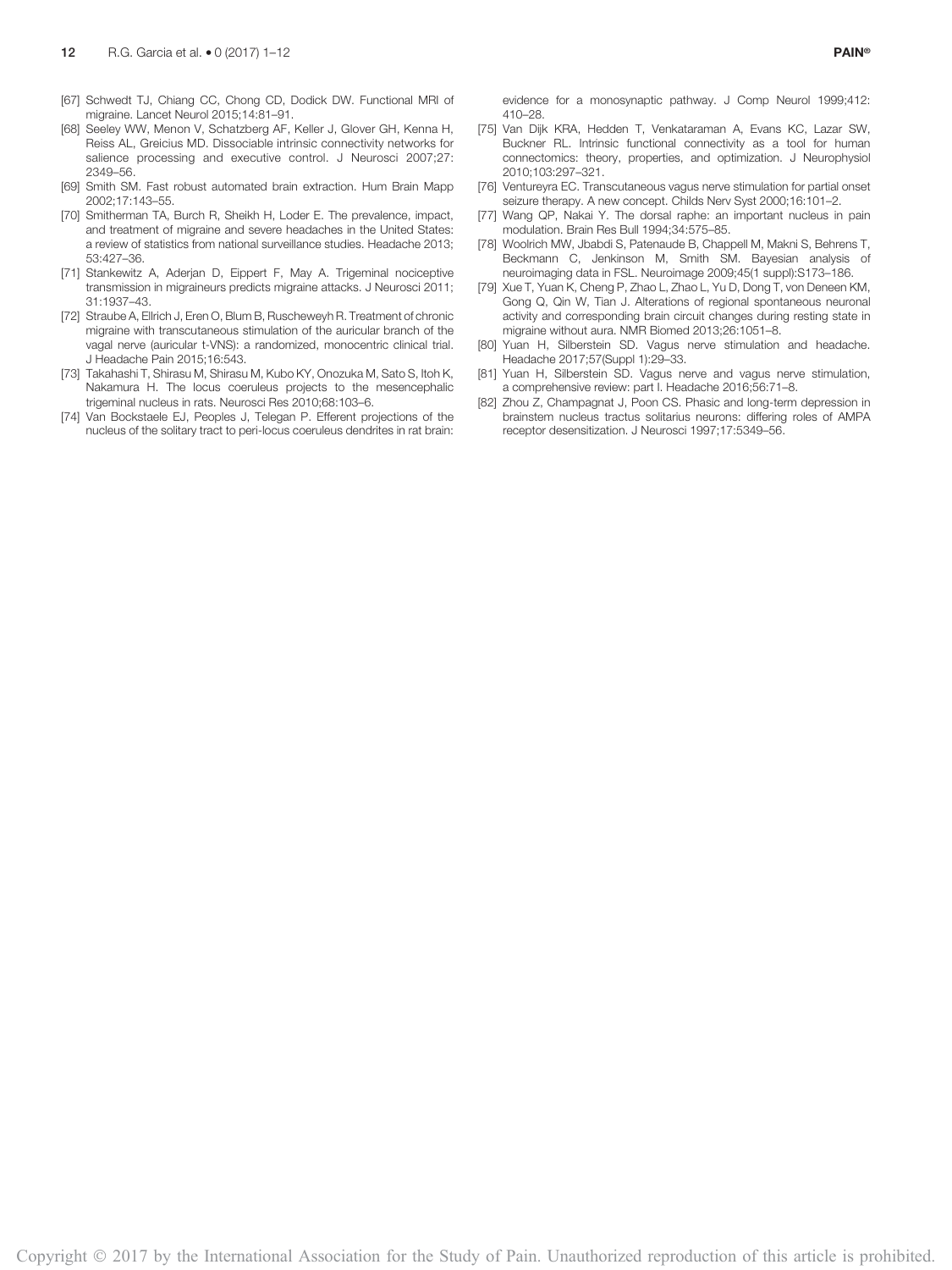[67] Schwedt TJ, Chiang CC, Chong CD, Dodick DW. Functional MRI of migraine. Lancet Neurol 2015;14:81–91.

[68] Seeley WW, Menon V, Schatzberg AF, Keller J, Glover GH, Kenna H, Reiss AL, Greicius MD. Dissociable intrinsic connectivity networks for salience processing and executive control. J Neurosci 2007;27: 2349–56.

[69] Smith SM. Fast robust automated brain extraction. Hum Brain Mapp 2002;17:143–55.

[70] Smitherman TA, Burch R, Sheikh H, Loder E. The prevalence, impact, and treatment of migraine and severe headaches in the United States: a review of statistics from national surveillance studies. Headache 2013; 53:427–36.

[71] Stankewitz A, Aderjan D, Eippert F, May A. Trigeminal nociceptive transmission in migraineurs predicts migraine attacks. J Neurosci 2011; 31:1937–43.

[72] Straube A, Ellrich J, Eren O, Blum B, Ruscheweyh R. Treatment of chronic migraine with transcutaneous stimulation of the auricular branch of the vagal nerve (auricular t-VNS): a randomized, monocentric clinical trial. J Headache Pain 2015;16:543.

[73] Takahashi T, Shirasu M, Shirasu M, Kubo KY, Onozuka M, Sato S, Itoh K, Nakamura H. The locus coeruleus projects to the mesencephalic trigeminal nucleus in rats. Neurosci Res 2010;68:103–6.

[74] Van Bockstaele EJ, Peoples J, Telegan P. Efferent projections of the nucleus of the solitary tract to peri-locus coeruleus dendrites in rat brain: evidence for a monosynaptic pathway. J Comp Neurol 1999;412: 410–28.

[75] Van Dijk KRA, Hedden T, Venkataraman A, Evans KC, Lazar SW, Buckner RL. Intrinsic functional connectivity as a tool for human connectomics: theory, properties, and optimization. J Neurophysiol 2010;103:297–321.

[76] Ventureyra EC. Transcutaneous vagus nerve stimulation for partial onset seizure therapy. A new concept. Childs Nerv Syst 2000;16:101–2.

[77] Wang QP, Nakai Y. The dorsal raphe: an important nucleus in pain modulation. Brain Res Bull 1994;34:575–85.

[78] Woolrich MW, Jbabdi S, Patenaude B, Chappell M, Makni S, Behrens T, Beckmann C, Jenkinson M, Smith SM. Bayesian analysis of neuroimaging data in FSL. Neuroimage 2009;45(1 suppl):S173–186.

[79] Xue T, Yuan K, Cheng P, Zhao L, Zhao L, Yu D, Dong T, von Deneen KM, Gong Q, Qin W, Tian J. Alterations of regional spontaneous neuronal activity and corresponding brain circuit changes during resting state in migraine without aura. NMR Biomed 2013;26:1051–8.

[80] Yuan H, Silberstein SD. Vagus nerve stimulation and headache. Headache 2017;57(Suppl 1):29–33.

[81] Yuan H, Silberstein SD. Vagus nerve and vagus nerve stimulation, a comprehensive review: part I. Headache 2016;56:71–8.

[82] Zhou Z, Champagnat J, Poon CS. Phasic and long-term depression in brainstem nucleus tractus solitarius neurons: differing roles of AMPA receptor desensitization. J Neurosci 1997;17:5349–56.